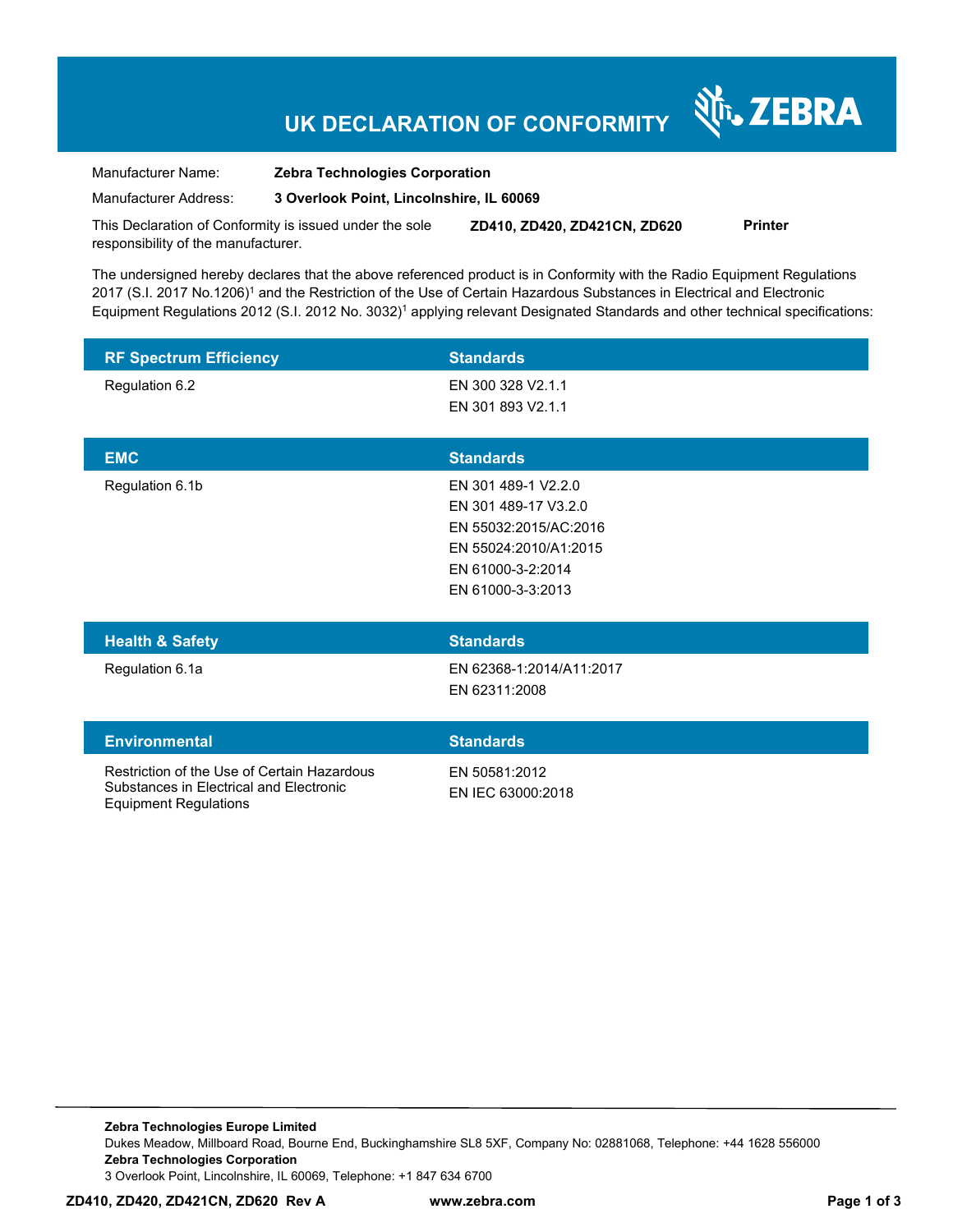# UK DECLARATION OF CONFORMITY

ZEBRA

| | |
|---|---|
| Manufacturer Name: | **Zebra Technologies Corporation** |
| Manufacturer Address: | **3 Overlook Point, Lincolnshire, IL 60069** |

This Declaration of Conformity is issued under the sole responsibility of the manufacturer. **ZD410, ZD420, ZD421CN, ZD620** **Printer**

The undersigned hereby declares that the above referenced product is in Conformity with the Radio Equipment Regulations 2017 (S.I. 2017 No.1206)[1] and the Restriction of the Use of Certain Hazardous Substances in Electrical and Electronic Equipment Regulations 2012 (S.I. 2012 No. 3032)[1] applying relevant Designated Standards and other technical specifications:

| RF Spectrum Efficiency | Standards |
|---|---|
| Regulation 6.2 | EN 300 328 V2.1.1<br>EN 301 893 V2.1.1 |

| EMC | Standards |
|---|---|
| Regulation 6.1b | EN 301 489-1 V2.2.0<br>EN 301 489-17 V3.2.0<br>EN 55032:2015/AC:2016<br>EN 55024:2010/A1:2015<br>EN 61000-3-2:2014<br>EN 61000-3-3:2013 |

| Health & Safety | Standards |
|---|---|
| Regulation 6.1a | EN 62368-1:2014/A11:2017<br>EN 62311:2008 |

| Environmental | Standards |
|---|---|
| Restriction of the Use of Certain Hazardous Substances in Electrical and Electronic Equipment Regulations | EN 50581:2012<br>EN IEC 63000:2018 |

**Zebra Technologies Europe Limited**
Dukes Meadow, Millboard Road, Bourne End, Buckinghamshire SL8 5XF, Company No: 02881068, Telephone: +44 1628 556000
**Zebra Technologies Corporation**
3 Overlook Point, Lincolnshire, IL 60069, Telephone: +1 847 634 6700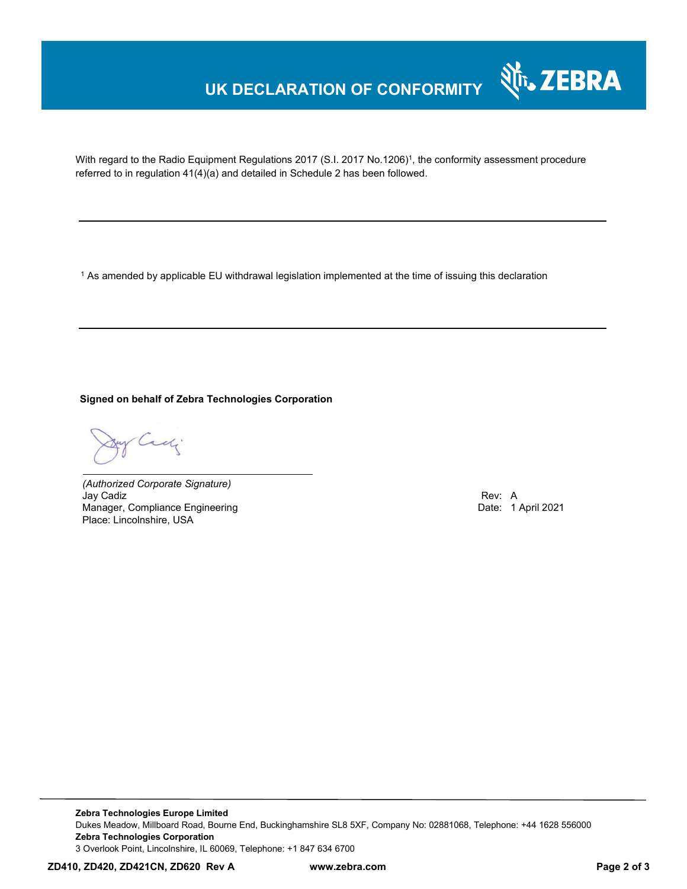# UK DECLARATION OF CONFORMITY

With regard to the Radio Equipment Regulations 2017 (S.I. 2017 No.1206)[1], the conformity assessment procedure referred to in regulation 41(4)(a) and detailed in Schedule 2 has been followed.

---

[1] As amended by applicable EU withdrawal legislation implemented at the time of issuing this declaration

---

**Signed on behalf of Zebra Technologies Corporation**

*(Authorized Corporate Signature)*
Jay Cadiz
Manager, Compliance Engineering
Place: Lincolnshire, USA

Rev: A
Date: 1 April 2021

---

**Zebra Technologies Europe Limited**
Dukes Meadow, Millboard Road, Bourne End, Buckinghamshire SL8 5XF, Company No: 02881068, Telephone: +44 1628 556000
**Zebra Technologies Corporation**
3 Overlook Point, Lincolnshire, IL 60069, Telephone: +1 847 634 6700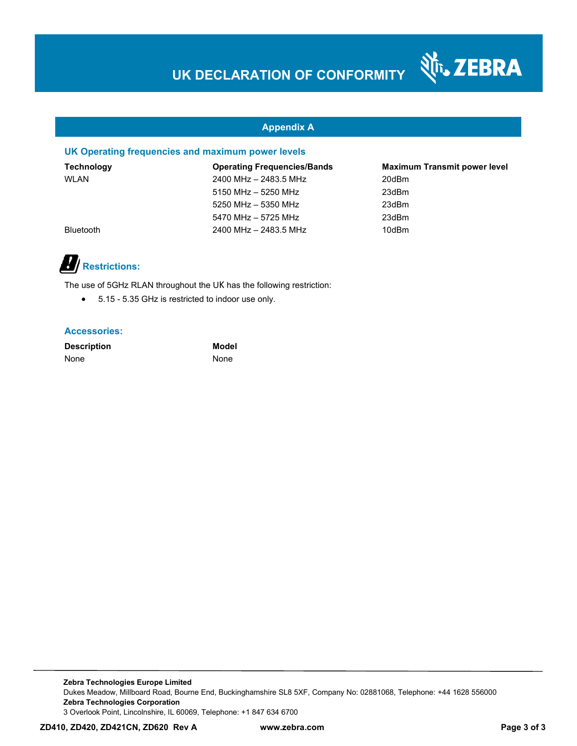# UK DECLARATION OF CONFORMITY

## Appendix A

### UK Operating frequencies and maximum power levels

| Technology | Operating Frequencies/Bands | Maximum Transmit power level |
|---|---|---|
| WLAN | 2400 MHz – 2483.5 MHz | 20dBm |
| | 5150 MHz – 5250 MHz | 23dBm |
| | 5250 MHz – 5350 MHz | 23dBm |
| | 5470 MHz – 5725 MHz | 23dBm |
| Bluetooth | 2400 MHz – 2483.5 MHz | 10dBm |

### Restrictions:

The use of 5GHz RLAN throughout the UK has the following restriction:

- 5.15 - 5.35 GHz is restricted to indoor use only.

### Accessories:

| Description | Model |
|---|---|
| None | None |

**Zebra Technologies Europe Limited**
Dukes Meadow, Millboard Road, Bourne End, Buckinghamshire SL8 5XF, Company No: 02881068, Telephone: +44 1628 556000
**Zebra Technologies Corporation**
3 Overlook Point, Lincolnshire, IL 60069, Telephone: +1 847 634 6700